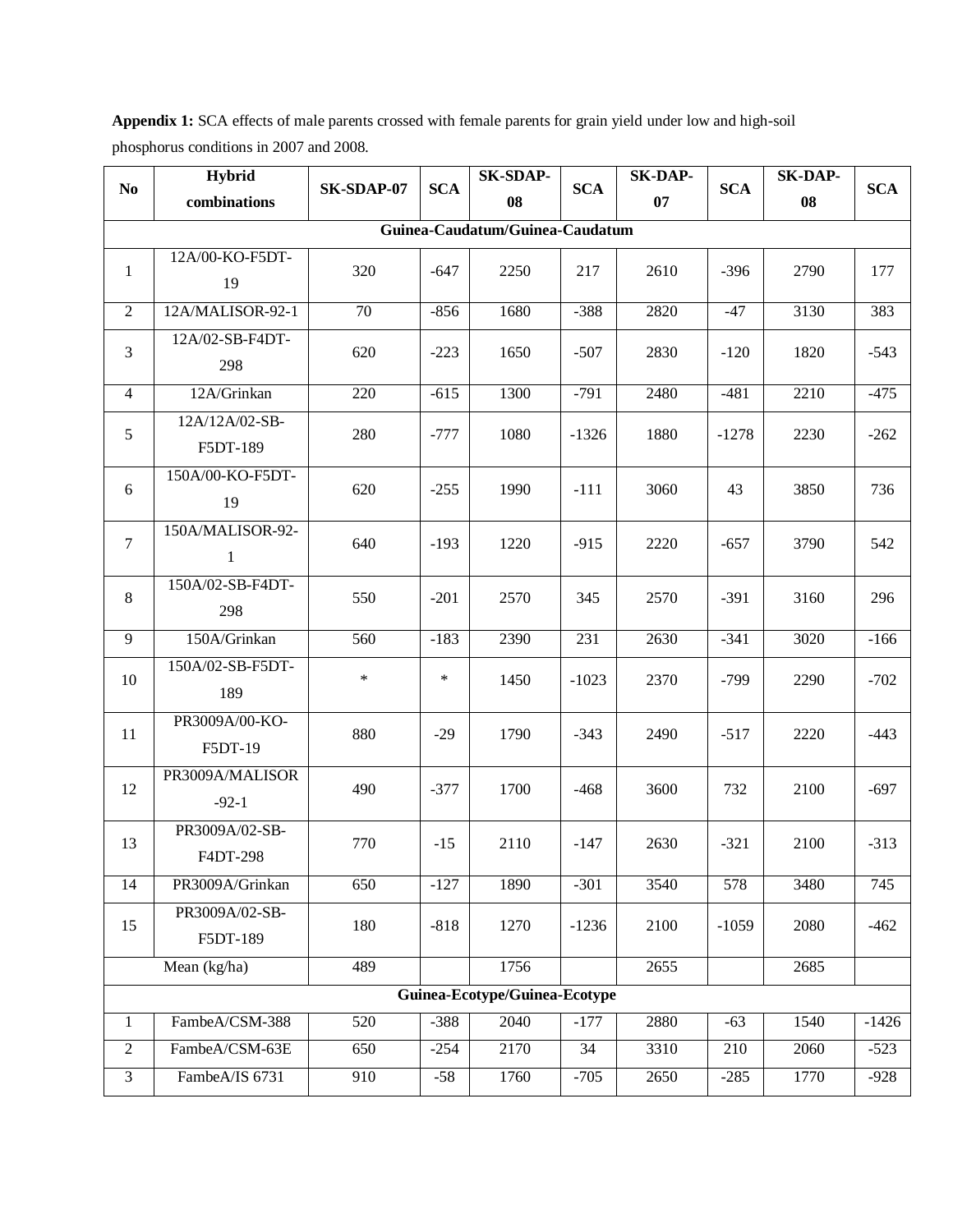**Appendix 1:** SCA effects of male parents crossed with female parents for grain yield under low and high-soil phosphorus conditions in 2007 and 2008.

| No | Hybrid combinations | SK-SDAP-07 | SCA | SK-SDAP-08 | SCA | SK-DAP-07 | SCA | SK-DAP-08 | SCA |
|---|---|---|---|---|---|---|---|---|---|
| **Guinea-Caudatum/Guinea-Caudatum** | | | | | | | | | |
| 1 | 12A/00-KO-F5DT-19 | 320 | -647 | 2250 | 217 | 2610 | -396 | 2790 | 177 |
| 2 | 12A/MALISOR-92-1 | 70 | -856 | 1680 | -388 | 2820 | -47 | 3130 | 383 |
| 3 | 12A/02-SB-F4DT-298 | 620 | -223 | 1650 | -507 | 2830 | -120 | 1820 | -543 |
| 4 | 12A/Grinkan | 220 | -615 | 1300 | -791 | 2480 | -481 | 2210 | -475 |
| 5 | 12A/12A/02-SB-F5DT-189 | 280 | -777 | 1080 | -1326 | 1880 | -1278 | 2230 | -262 |
| 6 | 150A/00-KO-F5DT-19 | 620 | -255 | 1990 | -111 | 3060 | 43 | 3850 | 736 |
| 7 | 150A/MALISOR-92-1 | 640 | -193 | 1220 | -915 | 2220 | -657 | 3790 | 542 |
| 8 | 150A/02-SB-F4DT-298 | 550 | -201 | 2570 | 345 | 2570 | -391 | 3160 | 296 |
| 9 | 150A/Grinkan | 560 | -183 | 2390 | 231 | 2630 | -341 | 3020 | -166 |
| 10 | 150A/02-SB-F5DT-189 | * | * | 1450 | -1023 | 2370 | -799 | 2290 | -702 |
| 11 | PR3009A/00-KO-F5DT-19 | 880 | -29 | 1790 | -343 | 2490 | -517 | 2220 | -443 |
| 12 | PR3009A/MALISOR-92-1 | 490 | -377 | 1700 | -468 | 3600 | 732 | 2100 | -697 |
| 13 | PR3009A/02-SB-F4DT-298 | 770 | -15 | 2110 | -147 | 2630 | -321 | 2100 | -313 |
| 14 | PR3009A/Grinkan | 650 | -127 | 1890 | -301 | 3540 | 578 | 3480 | 745 |
| 15 | PR3009A/02-SB-F5DT-189 | 180 | -818 | 1270 | -1236 | 2100 | -1059 | 2080 | -462 |
| | Mean (kg/ha) | 489 | | 1756 | | 2655 | | 2685 | |
| **Guinea-Ecotype/Guinea-Ecotype** | | | | | | | | | |
| 1 | FambeA/CSM-388 | 520 | -388 | 2040 | -177 | 2880 | -63 | 1540 | -1426 |
| 2 | FambeA/CSM-63E | 650 | -254 | 2170 | 34 | 3310 | 210 | 2060 | -523 |
| 3 | FambeA/IS 6731 | 910 | -58 | 1760 | -705 | 2650 | -285 | 1770 | -928 |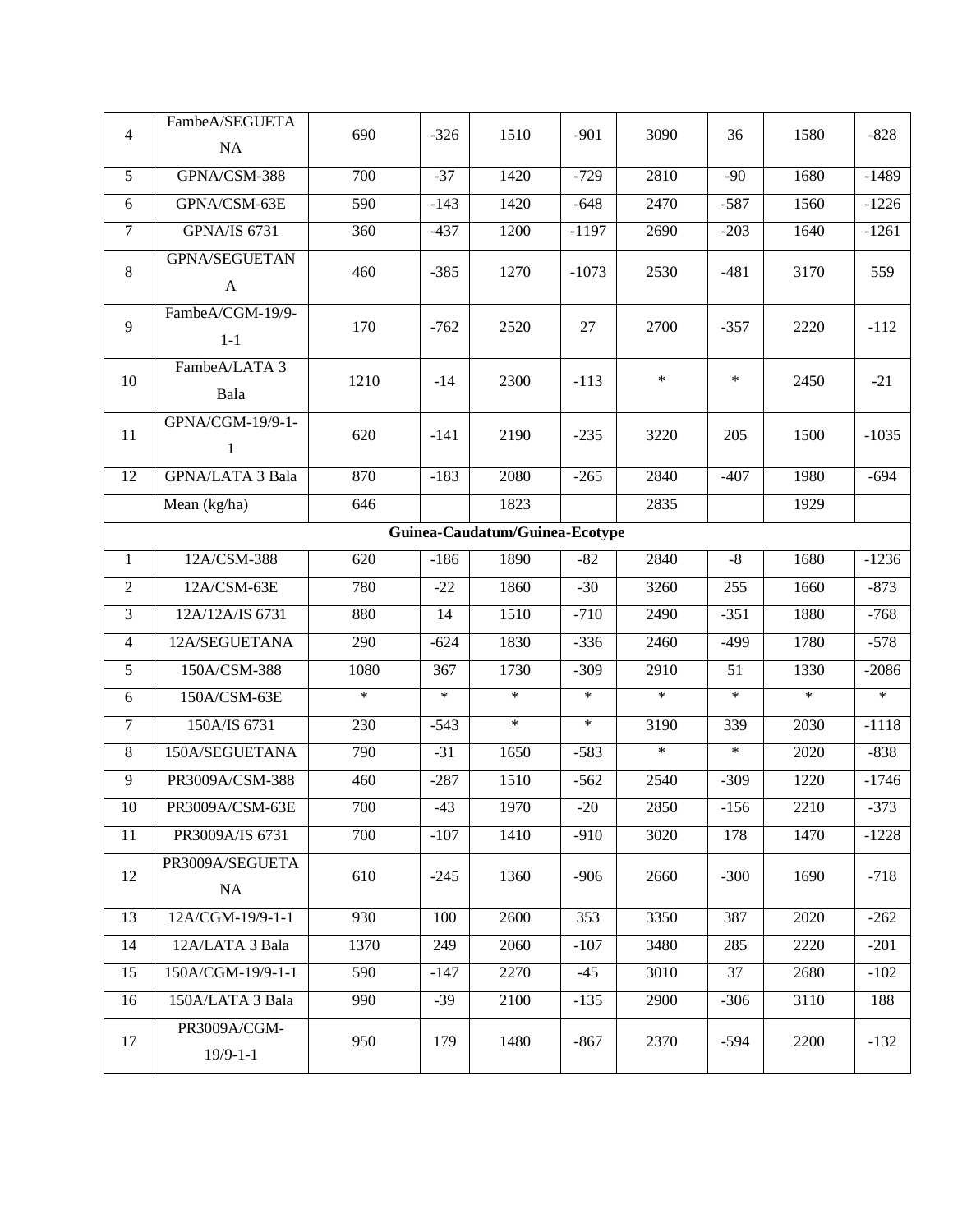| | | | | | | | | | |
|---|---|---|---|---|---|---|---|---|---|
| 4 | FambeA/SEGUETANA | 690 | -326 | 1510 | -901 | 3090 | 36 | 1580 | -828 |
| 5 | GPNA/CSM-388 | 700 | -37 | 1420 | -729 | 2810 | -90 | 1680 | -1489 |
| 6 | GPNA/CSM-63E | 590 | -143 | 1420 | -648 | 2470 | -587 | 1560 | -1226 |
| 7 | GPNA/IS 6731 | 360 | -437 | 1200 | -1197 | 2690 | -203 | 1640 | -1261 |
| 8 | GPNA/SEGUETANA | 460 | -385 | 1270 | -1073 | 2530 | -481 | 3170 | 559 |
| 9 | FambeA/CGM-19/9-1-1 | 170 | -762 | 2520 | 27 | 2700 | -357 | 2220 | -112 |
| 10 | FambeA/LATA 3 Bala | 1210 | -14 | 2300 | -113 | * | * | 2450 | -21 |
| 11 | GPNA/CGM-19/9-1-1 | 620 | -141 | 2190 | -235 | 3220 | 205 | 1500 | -1035 |
| 12 | GPNA/LATA 3 Bala | 870 | -183 | 2080 | -265 | 2840 | -407 | 1980 | -694 |
| | Mean (kg/ha) | 646 | | 1823 | | 2835 | | 1929 | |
| | **Guinea-Caudatum/Guinea-Ecotype** | | | | | | | | |
| 1 | 12A/CSM-388 | 620 | -186 | 1890 | -82 | 2840 | -8 | 1680 | -1236 |
| 2 | 12A/CSM-63E | 780 | -22 | 1860 | -30 | 3260 | 255 | 1660 | -873 |
| 3 | 12A/12A/IS 6731 | 880 | 14 | 1510 | -710 | 2490 | -351 | 1880 | -768 |
| 4 | 12A/SEGUETANA | 290 | -624 | 1830 | -336 | 2460 | -499 | 1780 | -578 |
| 5 | 150A/CSM-388 | 1080 | 367 | 1730 | -309 | 2910 | 51 | 1330 | -2086 |
| 6 | 150A/CSM-63E | * | * | * | * | * | * | * | * |
| 7 | 150A/IS 6731 | 230 | -543 | * | * | 3190 | 339 | 2030 | -1118 |
| 8 | 150A/SEGUETANA | 790 | -31 | 1650 | -583 | * | * | 2020 | -838 |
| 9 | PR3009A/CSM-388 | 460 | -287 | 1510 | -562 | 2540 | -309 | 1220 | -1746 |
| 10 | PR3009A/CSM-63E | 700 | -43 | 1970 | -20 | 2850 | -156 | 2210 | -373 |
| 11 | PR3009A/IS 6731 | 700 | -107 | 1410 | -910 | 3020 | 178 | 1470 | -1228 |
| 12 | PR3009A/SEGUETANA | 610 | -245 | 1360 | -906 | 2660 | -300 | 1690 | -718 |
| 13 | 12A/CGM-19/9-1-1 | 930 | 100 | 2600 | 353 | 3350 | 387 | 2020 | -262 |
| 14 | 12A/LATA 3 Bala | 1370 | 249 | 2060 | -107 | 3480 | 285 | 2220 | -201 |
| 15 | 150A/CGM-19/9-1-1 | 590 | -147 | 2270 | -45 | 3010 | 37 | 2680 | -102 |
| 16 | 150A/LATA 3 Bala | 990 | -39 | 2100 | -135 | 2900 | -306 | 3110 | 188 |
| 17 | PR3009A/CGM-19/9-1-1 | 950 | 179 | 1480 | -867 | 2370 | -594 | 2200 | -132 |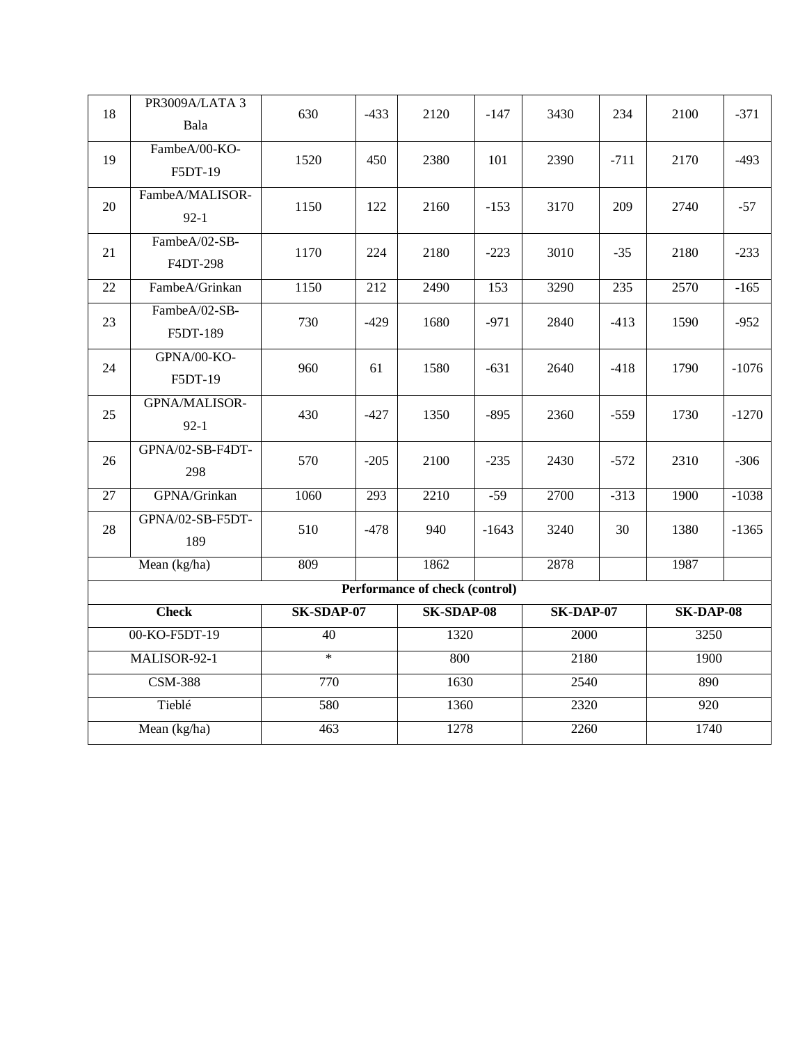| | | | | | | | | | |
|---|---|---|---|---|---|---|---|---|---|
| 18 | PR3009A/LATA 3 Bala | 630 | -433 | 2120 | -147 | 3430 | 234 | 2100 | -371 |
| 19 | FambeA/00-KO-F5DT-19 | 1520 | 450 | 2380 | 101 | 2390 | -711 | 2170 | -493 |
| 20 | FambeA/MALISOR-92-1 | 1150 | 122 | 2160 | -153 | 3170 | 209 | 2740 | -57 |
| 21 | FambeA/02-SB-F4DT-298 | 1170 | 224 | 2180 | -223 | 3010 | -35 | 2180 | -233 |
| 22 | FambeA/Grinkan | 1150 | 212 | 2490 | 153 | 3290 | 235 | 2570 | -165 |
| 23 | FambeA/02-SB-F5DT-189 | 730 | -429 | 1680 | -971 | 2840 | -413 | 1590 | -952 |
| 24 | GPNA/00-KO-F5DT-19 | 960 | 61 | 1580 | -631 | 2640 | -418 | 1790 | -1076 |
| 25 | GPNA/MALISOR-92-1 | 430 | -427 | 1350 | -895 | 2360 | -559 | 1730 | -1270 |
| 26 | GPNA/02-SB-F4DT-298 | 570 | -205 | 2100 | -235 | 2430 | -572 | 2310 | -306 |
| 27 | GPNA/Grinkan | 1060 | 293 | 2210 | -59 | 2700 | -313 | 1900 | -1038 |
| 28 | GPNA/02-SB-F5DT-189 | 510 | -478 | 940 | -1643 | 3240 | 30 | 1380 | -1365 |
| Mean (kg/ha) | | 809 | | 1862 | | 2878 | | 1987 | |
| **Performance of check (control)** | | | | | | | | | |
| **Check** | | **SK-SDAP-07** | | **SK-SDAP-08** | | **SK-DAP-07** | | **SK-DAP-08** | |
| 00-KO-F5DT-19 | | 40 | | 1320 | | 2000 | | 3250 | |
| MALISOR-92-1 | | * | | 800 | | 2180 | | 1900 | |
| CSM-388 | | 770 | | 1630 | | 2540 | | 890 | |
| Tieblé | | 580 | | 1360 | | 2320 | | 920 | |
| Mean (kg/ha) | | 463 | | 1278 | | 2260 | | 1740 | |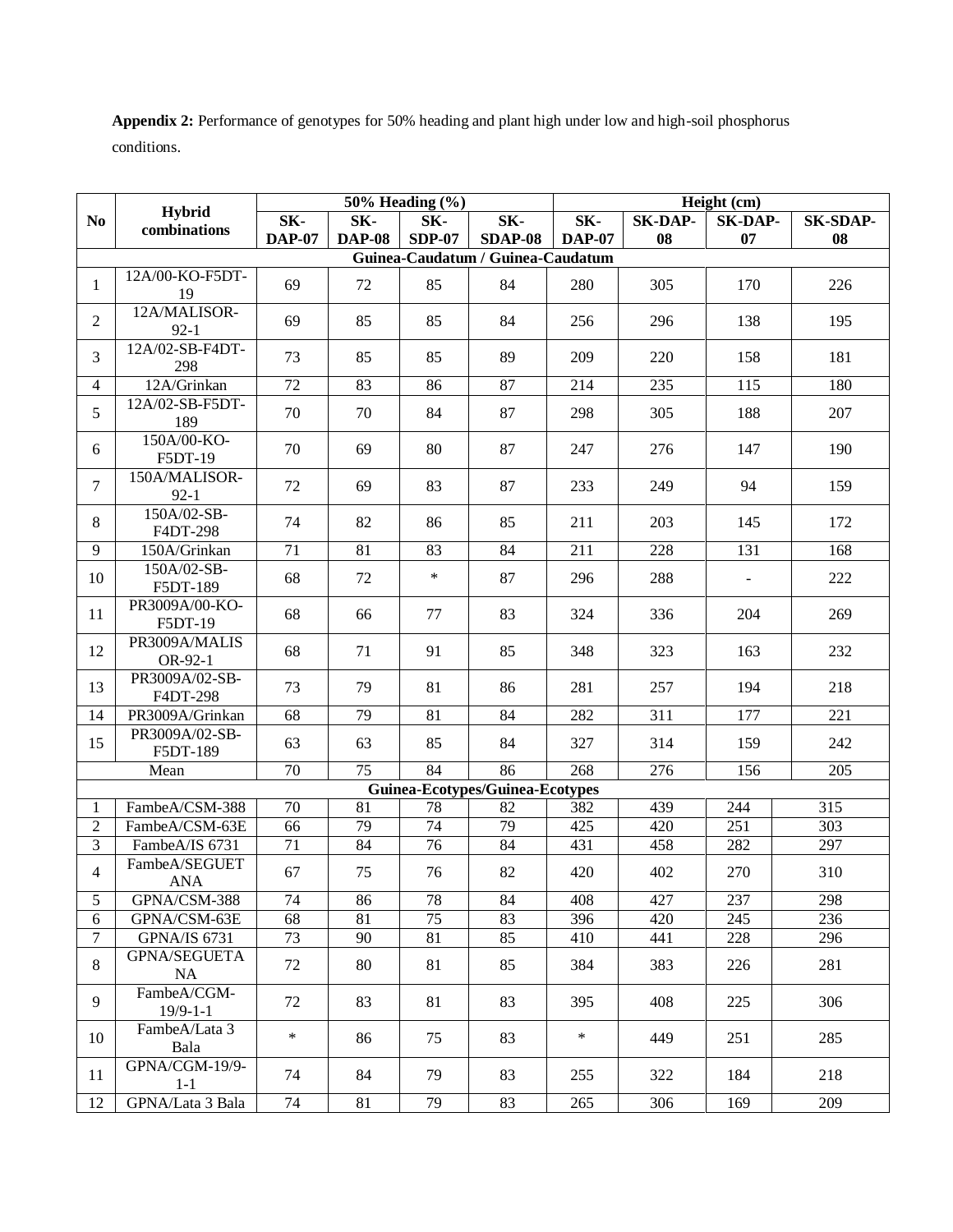**Appendix 2:** Performance of genotypes for 50% heading and plant high under low and high-soil phosphorus conditions.

| No | Hybrid combinations | 50% Heading (%) | | | | Height (cm) | | | |
|---|---|---|---|---|---|---|---|---|---|
| | | SK-DAP-07 | SK-DAP-08 | SK-SDP-07 | SK-SDAP-08 | SK-DAP-07 | SK-DAP-08 | SK-DAP-07 | SK-SDAP-08 |
| **Guinea-Caudatum / Guinea-Caudatum** | | | | | | | | | |
| 1 | 12A/00-KO-F5DT-19 | 69 | 72 | 85 | 84 | 280 | 305 | 170 | 226 |
| 2 | 12A/MALISOR-92-1 | 69 | 85 | 85 | 84 | 256 | 296 | 138 | 195 |
| 3 | 12A/02-SB-F4DT-298 | 73 | 85 | 85 | 89 | 209 | 220 | 158 | 181 |
| 4 | 12A/Grinkan | 72 | 83 | 86 | 87 | 214 | 235 | 115 | 180 |
| 5 | 12A/02-SB-F5DT-189 | 70 | 70 | 84 | 87 | 298 | 305 | 188 | 207 |
| 6 | 150A/00-KO-F5DT-19 | 70 | 69 | 80 | 87 | 247 | 276 | 147 | 190 |
| 7 | 150A/MALISOR-92-1 | 72 | 69 | 83 | 87 | 233 | 249 | 94 | 159 |
| 8 | 150A/02-SB-F4DT-298 | 74 | 82 | 86 | 85 | 211 | 203 | 145 | 172 |
| 9 | 150A/Grinkan | 71 | 81 | 83 | 84 | 211 | 228 | 131 | 168 |
| 10 | 150A/02-SB-F5DT-189 | 68 | 72 | * | 87 | 296 | 288 | - | 222 |
| 11 | PR3009A/00-KO-F5DT-19 | 68 | 66 | 77 | 83 | 324 | 336 | 204 | 269 |
| 12 | PR3009A/MALISOR-92-1 | 68 | 71 | 91 | 85 | 348 | 323 | 163 | 232 |
| 13 | PR3009A/02-SB-F4DT-298 | 73 | 79 | 81 | 86 | 281 | 257 | 194 | 218 |
| 14 | PR3009A/Grinkan | 68 | 79 | 81 | 84 | 282 | 311 | 177 | 221 |
| 15 | PR3009A/02-SB-F5DT-189 | 63 | 63 | 85 | 84 | 327 | 314 | 159 | 242 |
| | Mean | 70 | 75 | 84 | 86 | 268 | 276 | 156 | 205 |
| **Guinea-Ecotypes/Guinea-Ecotypes** | | | | | | | | | |
| 1 | FambeA/CSM-388 | 70 | 81 | 78 | 82 | 382 | 439 | 244 | 315 |
| 2 | FambeA/CSM-63E | 66 | 79 | 74 | 79 | 425 | 420 | 251 | 303 |
| 3 | FambeA/IS 6731 | 71 | 84 | 76 | 84 | 431 | 458 | 282 | 297 |
| 4 | FambeA/SEGUETANA | 67 | 75 | 76 | 82 | 420 | 402 | 270 | 310 |
| 5 | GPNA/CSM-388 | 74 | 86 | 78 | 84 | 408 | 427 | 237 | 298 |
| 6 | GPNA/CSM-63E | 68 | 81 | 75 | 83 | 396 | 420 | 245 | 236 |
| 7 | GPNA/IS 6731 | 73 | 90 | 81 | 85 | 410 | 441 | 228 | 296 |
| 8 | GPNA/SEGUETANA | 72 | 80 | 81 | 85 | 384 | 383 | 226 | 281 |
| 9 | FambeA/CGM-19/9-1-1 | 72 | 83 | 81 | 83 | 395 | 408 | 225 | 306 |
| 10 | FambeA/Lata 3 Bala | * | 86 | 75 | 83 | * | 449 | 251 | 285 |
| 11 | GPNA/CGM-19/9-1-1 | 74 | 84 | 79 | 83 | 255 | 322 | 184 | 218 |
| 12 | GPNA/Lata 3 Bala | 74 | 81 | 79 | 83 | 265 | 306 | 169 | 209 |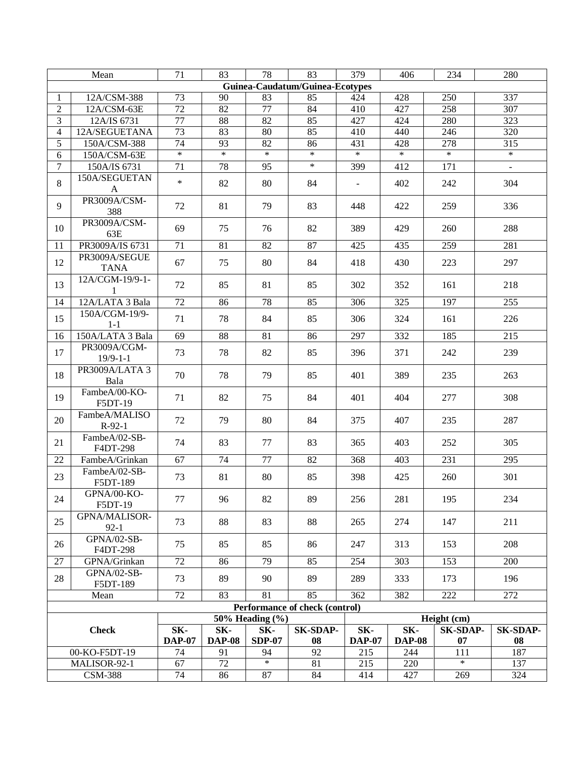| | | | | | | | | | |
|---|---|---|---|---|---|---|---|---|---|
| Mean | | 71 | 83 | 78 | 83 | 379 | 406 | 234 | 280 |
| **Guinea-Caudatum/Guinea-Ecotypes** | | | | | | | | | |
| 1 | 12A/CSM-388 | 73 | 90 | 83 | 85 | 424 | 428 | 250 | 337 |
| 2 | 12A/CSM-63E | 72 | 82 | 77 | 84 | 410 | 427 | 258 | 307 |
| 3 | 12A/IS 6731 | 77 | 88 | 82 | 85 | 427 | 424 | 280 | 323 |
| 4 | 12A/SEGUETANA | 73 | 83 | 80 | 85 | 410 | 440 | 246 | 320 |
| 5 | 150A/CSM-388 | 74 | 93 | 82 | 86 | 431 | 428 | 278 | 315 |
| 6 | 150A/CSM-63E | * | * | * | * | * | * | * | * |
| 7 | 150A/IS 6731 | 71 | 78 | 95 | * | 399 | 412 | 171 | - |
| 8 | 150A/SEGUETANA | * | 82 | 80 | 84 | - | 402 | 242 | 304 |
| 9 | PR3009A/CSM-388 | 72 | 81 | 79 | 83 | 448 | 422 | 259 | 336 |
| 10 | PR3009A/CSM-63E | 69 | 75 | 76 | 82 | 389 | 429 | 260 | 288 |
| 11 | PR3009A/IS 6731 | 71 | 81 | 82 | 87 | 425 | 435 | 259 | 281 |
| 12 | PR3009A/SEGUETANA | 67 | 75 | 80 | 84 | 418 | 430 | 223 | 297 |
| 13 | 12A/CGM-19/9-1-1 | 72 | 85 | 81 | 85 | 302 | 352 | 161 | 218 |
| 14 | 12A/LATA 3 Bala | 72 | 86 | 78 | 85 | 306 | 325 | 197 | 255 |
| 15 | 150A/CGM-19/9-1-1 | 71 | 78 | 84 | 85 | 306 | 324 | 161 | 226 |
| 16 | 150A/LATA 3 Bala | 69 | 88 | 81 | 86 | 297 | 332 | 185 | 215 |
| 17 | PR3009A/CGM-19/9-1-1 | 73 | 78 | 82 | 85 | 396 | 371 | 242 | 239 |
| 18 | PR3009A/LATA 3 Bala | 70 | 78 | 79 | 85 | 401 | 389 | 235 | 263 |
| 19 | FambeA/00-KO-F5DT-19 | 71 | 82 | 75 | 84 | 401 | 404 | 277 | 308 |
| 20 | FambeA/MALISOR-92-1 | 72 | 79 | 80 | 84 | 375 | 407 | 235 | 287 |
| 21 | FambeA/02-SB-F4DT-298 | 74 | 83 | 77 | 83 | 365 | 403 | 252 | 305 |
| 22 | FambeA/Grinkan | 67 | 74 | 77 | 82 | 368 | 403 | 231 | 295 |
| 23 | FambeA/02-SB-F5DT-189 | 73 | 81 | 80 | 85 | 398 | 425 | 260 | 301 |
| 24 | GPNA/00-KO-F5DT-19 | 77 | 96 | 82 | 89 | 256 | 281 | 195 | 234 |
| 25 | GPNA/MALISOR-92-1 | 73 | 88 | 83 | 88 | 265 | 274 | 147 | 211 |
| 26 | GPNA/02-SB-F4DT-298 | 75 | 85 | 85 | 86 | 247 | 313 | 153 | 208 |
| 27 | GPNA/Grinkan | 72 | 86 | 79 | 85 | 254 | 303 | 153 | 200 |
| 28 | GPNA/02-SB-F5DT-189 | 73 | 89 | 90 | 89 | 289 | 333 | 173 | 196 |
| Mean | | 72 | 83 | 81 | 85 | 362 | 382 | 222 | 272 |
| **Performance of check (control)** | | | | | | | | | |
| **Check** | | **50% Heading (%)** | | | | **Height (cm)** | | | |
| | | **SK-DAP-07** | **SK-DAP-08** | **SK-SDP-07** | **SK-SDAP-08** | **SK-DAP-07** | **SK-DAP-08** | **SK-SDAP-07** | **SK-SDAP-08** |
| 00-KO-F5DT-19 | | 74 | 91 | 94 | 92 | 215 | 244 | 111 | 187 |
| MALISOR-92-1 | | 67 | 72 | * | 81 | 215 | 220 | * | 137 |
| CSM-388 | | 74 | 86 | 87 | 84 | 414 | 427 | 269 | 324 |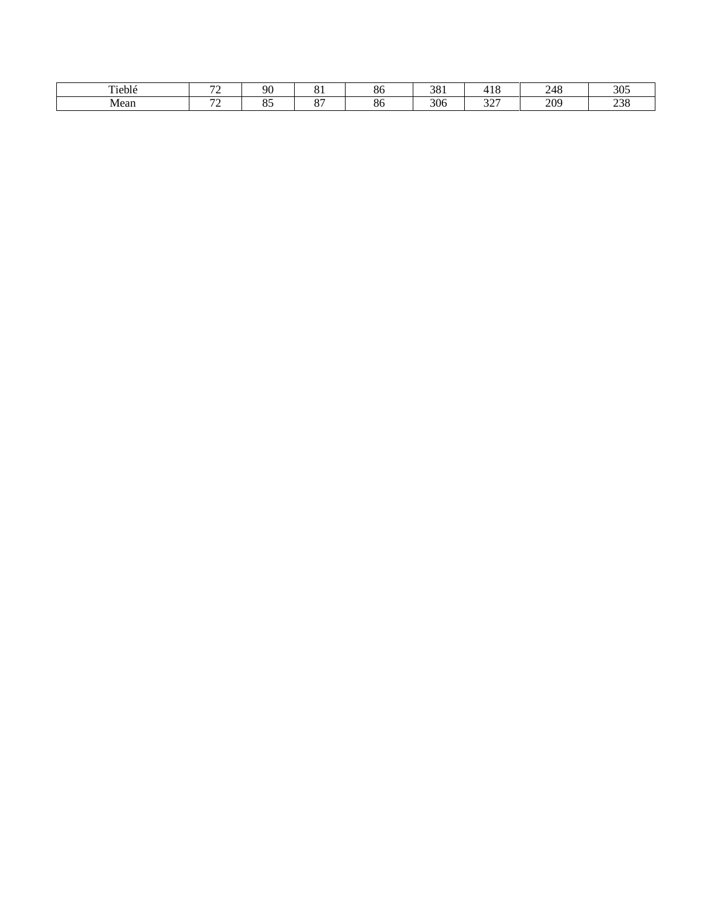| | | | | | | | | |
|---|---|---|---|---|---|---|---|---|
| Tieblé | 72 | 90 | 81 | 86 | 381 | 418 | 248 | 305 |
| Mean | 72 | 85 | 87 | 86 | 306 | 327 | 209 | 238 |